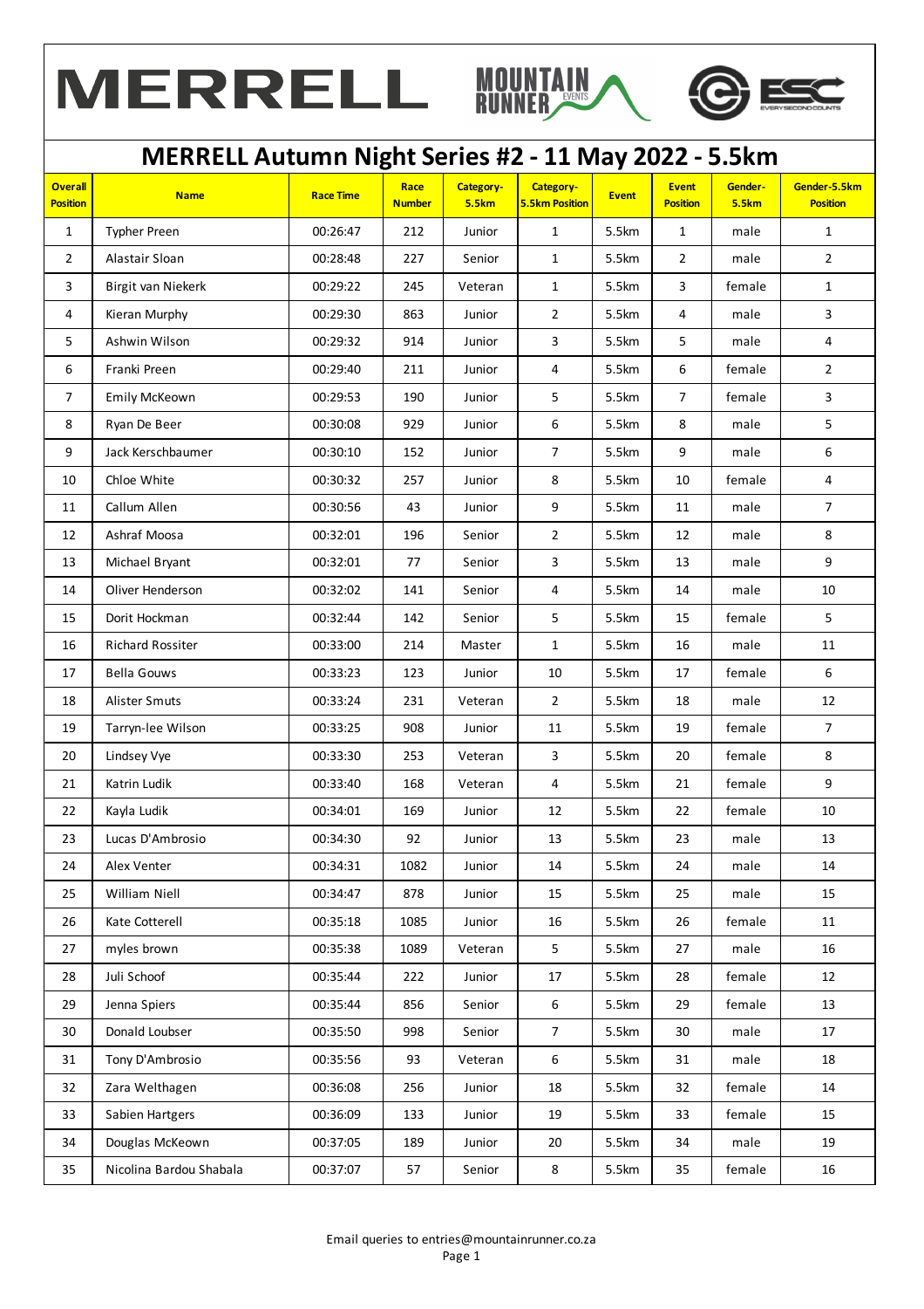# MERRELL Autumn Night Series #2 - 11 May 2022 - 5.5km

| Overall Position | Name | Race Time | Race Number | Category-5.5km | Category-5.5km Position | Event | Event Position | Gender-5.5km | Gender-5.5km Position |
|---|---|---|---|---|---|---|---|---|---|
| 1 | Typher Preen | 00:26:47 | 212 | Junior | 1 | 5.5km | 1 | male | 1 |
| 2 | Alastair Sloan | 00:28:48 | 227 | Senior | 1 | 5.5km | 2 | male | 2 |
| 3 | Birgit van Niekerk | 00:29:22 | 245 | Veteran | 1 | 5.5km | 3 | female | 1 |
| 4 | Kieran Murphy | 00:29:30 | 863 | Junior | 2 | 5.5km | 4 | male | 3 |
| 5 | Ashwin Wilson | 00:29:32 | 914 | Junior | 3 | 5.5km | 5 | male | 4 |
| 6 | Franki Preen | 00:29:40 | 211 | Junior | 4 | 5.5km | 6 | female | 2 |
| 7 | Emily McKeown | 00:29:53 | 190 | Junior | 5 | 5.5km | 7 | female | 3 |
| 8 | Ryan De Beer | 00:30:08 | 929 | Junior | 6 | 5.5km | 8 | male | 5 |
| 9 | Jack Kerschbaumer | 00:30:10 | 152 | Junior | 7 | 5.5km | 9 | male | 6 |
| 10 | Chloe White | 00:30:32 | 257 | Junior | 8 | 5.5km | 10 | female | 4 |
| 11 | Callum Allen | 00:30:56 | 43 | Junior | 9 | 5.5km | 11 | male | 7 |
| 12 | Ashraf Moosa | 00:32:01 | 196 | Senior | 2 | 5.5km | 12 | male | 8 |
| 13 | Michael Bryant | 00:32:01 | 77 | Senior | 3 | 5.5km | 13 | male | 9 |
| 14 | Oliver Henderson | 00:32:02 | 141 | Senior | 4 | 5.5km | 14 | male | 10 |
| 15 | Dorit Hockman | 00:32:44 | 142 | Senior | 5 | 5.5km | 15 | female | 5 |
| 16 | Richard Rossiter | 00:33:00 | 214 | Master | 1 | 5.5km | 16 | male | 11 |
| 17 | Bella Gouws | 00:33:23 | 123 | Junior | 10 | 5.5km | 17 | female | 6 |
| 18 | Alister Smuts | 00:33:24 | 231 | Veteran | 2 | 5.5km | 18 | male | 12 |
| 19 | Tarryn-lee Wilson | 00:33:25 | 908 | Junior | 11 | 5.5km | 19 | female | 7 |
| 20 | Lindsey Vye | 00:33:30 | 253 | Veteran | 3 | 5.5km | 20 | female | 8 |
| 21 | Katrin Ludik | 00:33:40 | 168 | Veteran | 4 | 5.5km | 21 | female | 9 |
| 22 | Kayla Ludik | 00:34:01 | 169 | Junior | 12 | 5.5km | 22 | female | 10 |
| 23 | Lucas D'Ambrosio | 00:34:30 | 92 | Junior | 13 | 5.5km | 23 | male | 13 |
| 24 | Alex Venter | 00:34:31 | 1082 | Junior | 14 | 5.5km | 24 | male | 14 |
| 25 | William Niell | 00:34:47 | 878 | Junior | 15 | 5.5km | 25 | male | 15 |
| 26 | Kate Cotterell | 00:35:18 | 1085 | Junior | 16 | 5.5km | 26 | female | 11 |
| 27 | myles brown | 00:35:38 | 1089 | Veteran | 5 | 5.5km | 27 | male | 16 |
| 28 | Juli Schoof | 00:35:44 | 222 | Junior | 17 | 5.5km | 28 | female | 12 |
| 29 | Jenna Spiers | 00:35:44 | 856 | Senior | 6 | 5.5km | 29 | female | 13 |
| 30 | Donald Loubser | 00:35:50 | 998 | Senior | 7 | 5.5km | 30 | male | 17 |
| 31 | Tony D'Ambrosio | 00:35:56 | 93 | Veteran | 6 | 5.5km | 31 | male | 18 |
| 32 | Zara Welthagen | 00:36:08 | 256 | Junior | 18 | 5.5km | 32 | female | 14 |
| 33 | Sabien Hartgers | 00:36:09 | 133 | Junior | 19 | 5.5km | 33 | female | 15 |
| 34 | Douglas McKeown | 00:37:05 | 189 | Junior | 20 | 5.5km | 34 | male | 19 |
| 35 | Nicolina Bardou Shabala | 00:37:07 | 57 | Senior | 8 | 5.5km | 35 | female | 16 |

Email queries to entries@mountainrunner.co.za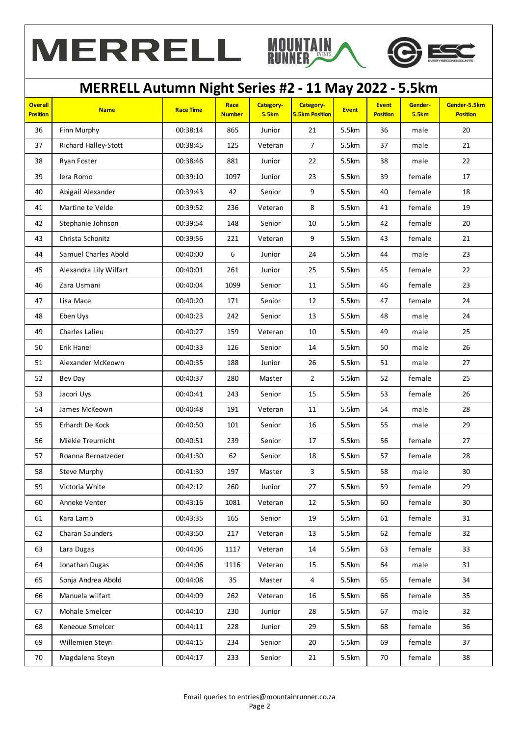# MERRELL Autumn Night Series #2 - 11 May 2022 - 5.5km

| Overall Position | Name | Race Time | Race Number | Category-5.5km | Category-5.5km Position | Event | Event Position | Gender-5.5km | Gender-5.5km Position |
|---|---|---|---|---|---|---|---|---|---|
| 36 | Finn Murphy | 00:38:14 | 865 | Junior | 21 | 5.5km | 36 | male | 20 |
| 37 | Richard Halley-Stott | 00:38:45 | 125 | Veteran | 7 | 5.5km | 37 | male | 21 |
| 38 | Ryan Foster | 00:38:46 | 881 | Junior | 22 | 5.5km | 38 | male | 22 |
| 39 | Iera Romo | 00:39:10 | 1097 | Junior | 23 | 5.5km | 39 | female | 17 |
| 40 | Abigail Alexander | 00:39:43 | 42 | Senior | 9 | 5.5km | 40 | female | 18 |
| 41 | Martine te Velde | 00:39:52 | 236 | Veteran | 8 | 5.5km | 41 | female | 19 |
| 42 | Stephanie Johnson | 00:39:54 | 148 | Senior | 10 | 5.5km | 42 | female | 20 |
| 43 | Christa Schonitz | 00:39:56 | 221 | Veteran | 9 | 5.5km | 43 | female | 21 |
| 44 | Samuel Charles Abold | 00:40:00 | 6 | Junior | 24 | 5.5km | 44 | male | 23 |
| 45 | Alexandra Lily Wilfart | 00:40:01 | 261 | Junior | 25 | 5.5km | 45 | female | 22 |
| 46 | Zara Usmani | 00:40:04 | 1099 | Senior | 11 | 5.5km | 46 | female | 23 |
| 47 | Lisa Mace | 00:40:20 | 171 | Senior | 12 | 5.5km | 47 | female | 24 |
| 48 | Eben Uys | 00:40:23 | 242 | Senior | 13 | 5.5km | 48 | male | 24 |
| 49 | Charles Lalieu | 00:40:27 | 159 | Veteran | 10 | 5.5km | 49 | male | 25 |
| 50 | Erik Hanel | 00:40:33 | 126 | Senior | 14 | 5.5km | 50 | male | 26 |
| 51 | Alexander McKeown | 00:40:35 | 188 | Junior | 26 | 5.5km | 51 | male | 27 |
| 52 | Bev Day | 00:40:37 | 280 | Master | 2 | 5.5km | 52 | female | 25 |
| 53 | Jacori Uys | 00:40:41 | 243 | Senior | 15 | 5.5km | 53 | female | 26 |
| 54 | James McKeown | 00:40:48 | 191 | Veteran | 11 | 5.5km | 54 | male | 28 |
| 55 | Erhardt De Kock | 00:40:50 | 101 | Senior | 16 | 5.5km | 55 | male | 29 |
| 56 | Miekie Treurnicht | 00:40:51 | 239 | Senior | 17 | 5.5km | 56 | female | 27 |
| 57 | Roanna Bernatzeder | 00:41:30 | 62 | Senior | 18 | 5.5km | 57 | female | 28 |
| 58 | Steve Murphy | 00:41:30 | 197 | Master | 3 | 5.5km | 58 | male | 30 |
| 59 | Victoria White | 00:42:12 | 260 | Junior | 27 | 5.5km | 59 | female | 29 |
| 60 | Anneke Venter | 00:43:16 | 1081 | Veteran | 12 | 5.5km | 60 | female | 30 |
| 61 | Kara Lamb | 00:43:35 | 165 | Senior | 19 | 5.5km | 61 | female | 31 |
| 62 | Charan Saunders | 00:43:50 | 217 | Veteran | 13 | 5.5km | 62 | female | 32 |
| 63 | Lara Dugas | 00:44:06 | 1117 | Veteran | 14 | 5.5km | 63 | female | 33 |
| 64 | Jonathan Dugas | 00:44:06 | 1116 | Veteran | 15 | 5.5km | 64 | male | 31 |
| 65 | Sonja Andrea Abold | 00:44:08 | 35 | Master | 4 | 5.5km | 65 | female | 34 |
| 66 | Manuela wilfart | 00:44:09 | 262 | Veteran | 16 | 5.5km | 66 | female | 35 |
| 67 | Mohale Smelcer | 00:44:10 | 230 | Junior | 28 | 5.5km | 67 | male | 32 |
| 68 | Keneoue Smelcer | 00:44:11 | 228 | Junior | 29 | 5.5km | 68 | female | 36 |
| 69 | Willemien Steyn | 00:44:15 | 234 | Senior | 20 | 5.5km | 69 | female | 37 |
| 70 | Magdalena Steyn | 00:44:17 | 233 | Senior | 21 | 5.5km | 70 | female | 38 |

Email queries to entries@mountainrunner.co.za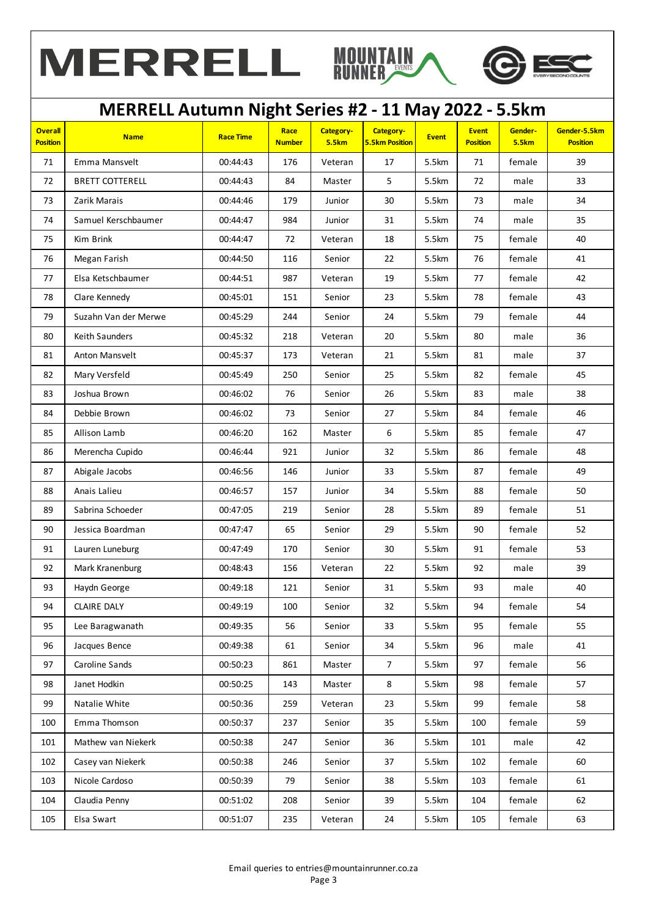# MERRELL Autumn Night Series #2 - 11 May 2022 - 5.5km

| Overall Position | Name | Race Time | Race Number | Category-5.5km | Category-5.5km Position | Event | Event Position | Gender-5.5km | Gender-5.5km Position |
|---|---|---|---|---|---|---|---|---|---|
| 71 | Emma Mansvelt | 00:44:43 | 176 | Veteran | 17 | 5.5km | 71 | female | 39 |
| 72 | BRETT COTTERELL | 00:44:43 | 84 | Master | 5 | 5.5km | 72 | male | 33 |
| 73 | Zarik Marais | 00:44:46 | 179 | Junior | 30 | 5.5km | 73 | male | 34 |
| 74 | Samuel Kerschbaumer | 00:44:47 | 984 | Junior | 31 | 5.5km | 74 | male | 35 |
| 75 | Kim Brink | 00:44:47 | 72 | Veteran | 18 | 5.5km | 75 | female | 40 |
| 76 | Megan Farish | 00:44:50 | 116 | Senior | 22 | 5.5km | 76 | female | 41 |
| 77 | Elsa Ketschbaumer | 00:44:51 | 987 | Veteran | 19 | 5.5km | 77 | female | 42 |
| 78 | Clare Kennedy | 00:45:01 | 151 | Senior | 23 | 5.5km | 78 | female | 43 |
| 79 | Suzahn Van der Merwe | 00:45:29 | 244 | Senior | 24 | 5.5km | 79 | female | 44 |
| 80 | Keith Saunders | 00:45:32 | 218 | Veteran | 20 | 5.5km | 80 | male | 36 |
| 81 | Anton Mansvelt | 00:45:37 | 173 | Veteran | 21 | 5.5km | 81 | male | 37 |
| 82 | Mary Versfeld | 00:45:49 | 250 | Senior | 25 | 5.5km | 82 | female | 45 |
| 83 | Joshua Brown | 00:46:02 | 76 | Senior | 26 | 5.5km | 83 | male | 38 |
| 84 | Debbie Brown | 00:46:02 | 73 | Senior | 27 | 5.5km | 84 | female | 46 |
| 85 | Allison Lamb | 00:46:20 | 162 | Master | 6 | 5.5km | 85 | female | 47 |
| 86 | Merencha Cupido | 00:46:44 | 921 | Junior | 32 | 5.5km | 86 | female | 48 |
| 87 | Abigale Jacobs | 00:46:56 | 146 | Junior | 33 | 5.5km | 87 | female | 49 |
| 88 | Anais Lalieu | 00:46:57 | 157 | Junior | 34 | 5.5km | 88 | female | 50 |
| 89 | Sabrina Schoeder | 00:47:05 | 219 | Senior | 28 | 5.5km | 89 | female | 51 |
| 90 | Jessica Boardman | 00:47:47 | 65 | Senior | 29 | 5.5km | 90 | female | 52 |
| 91 | Lauren Luneburg | 00:47:49 | 170 | Senior | 30 | 5.5km | 91 | female | 53 |
| 92 | Mark Kranenburg | 00:48:43 | 156 | Veteran | 22 | 5.5km | 92 | male | 39 |
| 93 | Haydn George | 00:49:18 | 121 | Senior | 31 | 5.5km | 93 | male | 40 |
| 94 | CLAIRE DALY | 00:49:19 | 100 | Senior | 32 | 5.5km | 94 | female | 54 |
| 95 | Lee Baragwanath | 00:49:35 | 56 | Senior | 33 | 5.5km | 95 | female | 55 |
| 96 | Jacques Bence | 00:49:38 | 61 | Senior | 34 | 5.5km | 96 | male | 41 |
| 97 | Caroline Sands | 00:50:23 | 861 | Master | 7 | 5.5km | 97 | female | 56 |
| 98 | Janet Hodkin | 00:50:25 | 143 | Master | 8 | 5.5km | 98 | female | 57 |
| 99 | Natalie White | 00:50:36 | 259 | Veteran | 23 | 5.5km | 99 | female | 58 |
| 100 | Emma Thomson | 00:50:37 | 237 | Senior | 35 | 5.5km | 100 | female | 59 |
| 101 | Mathew van Niekerk | 00:50:38 | 247 | Senior | 36 | 5.5km | 101 | male | 42 |
| 102 | Casey van Niekerk | 00:50:38 | 246 | Senior | 37 | 5.5km | 102 | female | 60 |
| 103 | Nicole Cardoso | 00:50:39 | 79 | Senior | 38 | 5.5km | 103 | female | 61 |
| 104 | Claudia Penny | 00:51:02 | 208 | Senior | 39 | 5.5km | 104 | female | 62 |
| 105 | Elsa Swart | 00:51:07 | 235 | Veteran | 24 | 5.5km | 105 | female | 63 |

Email queries to entries@mountainrunner.co.za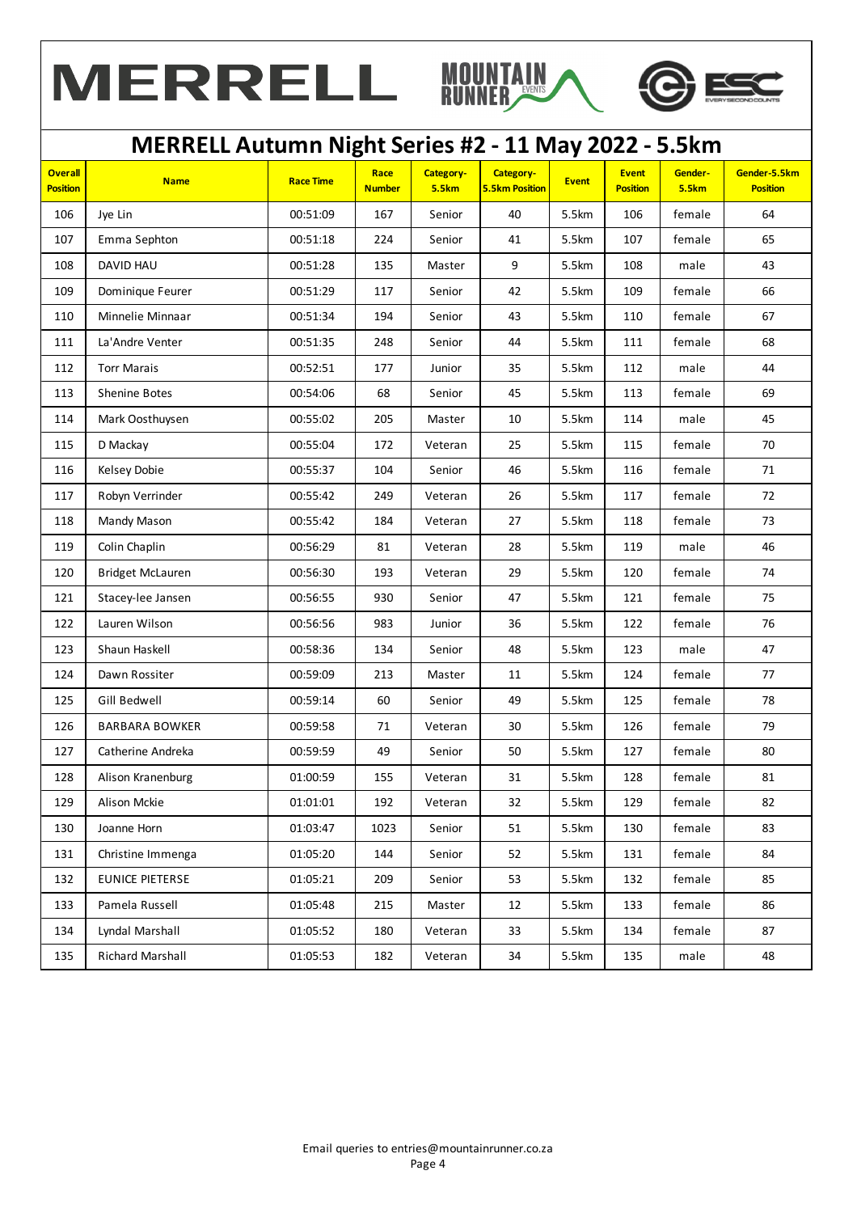## MERRELL Autumn Night Series #2 - 11 May 2022 - 5.5km

| Overall Position | Name | Race Time | Race Number | Category-5.5km | Category-5.5km Position | Event | Event Position | Gender-5.5km | Gender-5.5km Position |
|---|---|---|---|---|---|---|---|---|---|
| 106 | Jye Lin | 00:51:09 | 167 | Senior | 40 | 5.5km | 106 | female | 64 |
| 107 | Emma Sephton | 00:51:18 | 224 | Senior | 41 | 5.5km | 107 | female | 65 |
| 108 | DAVID HAU | 00:51:28 | 135 | Master | 9 | 5.5km | 108 | male | 43 |
| 109 | Dominique Feurer | 00:51:29 | 117 | Senior | 42 | 5.5km | 109 | female | 66 |
| 110 | Minnelie Minnaar | 00:51:34 | 194 | Senior | 43 | 5.5km | 110 | female | 67 |
| 111 | La'Andre Venter | 00:51:35 | 248 | Senior | 44 | 5.5km | 111 | female | 68 |
| 112 | Torr Marais | 00:52:51 | 177 | Junior | 35 | 5.5km | 112 | male | 44 |
| 113 | Shenine Botes | 00:54:06 | 68 | Senior | 45 | 5.5km | 113 | female | 69 |
| 114 | Mark Oosthuysen | 00:55:02 | 205 | Master | 10 | 5.5km | 114 | male | 45 |
| 115 | D Mackay | 00:55:04 | 172 | Veteran | 25 | 5.5km | 115 | female | 70 |
| 116 | Kelsey Dobie | 00:55:37 | 104 | Senior | 46 | 5.5km | 116 | female | 71 |
| 117 | Robyn Verrinder | 00:55:42 | 249 | Veteran | 26 | 5.5km | 117 | female | 72 |
| 118 | Mandy Mason | 00:55:42 | 184 | Veteran | 27 | 5.5km | 118 | female | 73 |
| 119 | Colin Chaplin | 00:56:29 | 81 | Veteran | 28 | 5.5km | 119 | male | 46 |
| 120 | Bridget McLauren | 00:56:30 | 193 | Veteran | 29 | 5.5km | 120 | female | 74 |
| 121 | Stacey-lee Jansen | 00:56:55 | 930 | Senior | 47 | 5.5km | 121 | female | 75 |
| 122 | Lauren Wilson | 00:56:56 | 983 | Junior | 36 | 5.5km | 122 | female | 76 |
| 123 | Shaun Haskell | 00:58:36 | 134 | Senior | 48 | 5.5km | 123 | male | 47 |
| 124 | Dawn Rossiter | 00:59:09 | 213 | Master | 11 | 5.5km | 124 | female | 77 |
| 125 | Gill Bedwell | 00:59:14 | 60 | Senior | 49 | 5.5km | 125 | female | 78 |
| 126 | BARBARA BOWKER | 00:59:58 | 71 | Veteran | 30 | 5.5km | 126 | female | 79 |
| 127 | Catherine Andreka | 00:59:59 | 49 | Senior | 50 | 5.5km | 127 | female | 80 |
| 128 | Alison Kranenburg | 01:00:59 | 155 | Veteran | 31 | 5.5km | 128 | female | 81 |
| 129 | Alison Mckie | 01:01:01 | 192 | Veteran | 32 | 5.5km | 129 | female | 82 |
| 130 | Joanne Horn | 01:03:47 | 1023 | Senior | 51 | 5.5km | 130 | female | 83 |
| 131 | Christine Immenga | 01:05:20 | 144 | Senior | 52 | 5.5km | 131 | female | 84 |
| 132 | EUNICE PIETERSE | 01:05:21 | 209 | Senior | 53 | 5.5km | 132 | female | 85 |
| 133 | Pamela Russell | 01:05:48 | 215 | Master | 12 | 5.5km | 133 | female | 86 |
| 134 | Lyndal Marshall | 01:05:52 | 180 | Veteran | 33 | 5.5km | 134 | female | 87 |
| 135 | Richard Marshall | 01:05:53 | 182 | Veteran | 34 | 5.5km | 135 | male | 48 |

Email queries to entries@mountainrunner.co.za